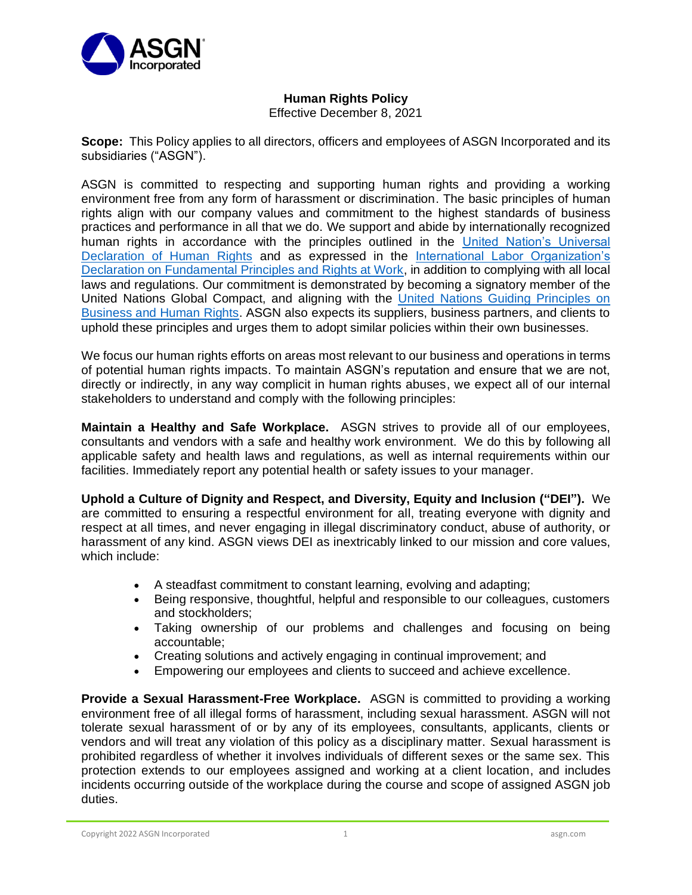# Human Rights Policy

Effective December 8, 2021

**Scope:** This Policy applies to all directors, officers and employees of ASGN Incorporated and its subsidiaries ("ASGN").

ASGN is committed to respecting and supporting human rights and providing a working environment free from any form of harassment or discrimination. The basic principles of human rights align with our company values and commitment to the highest standards of business practices and performance in all that we do. We support and abide by internationally recognized human rights in accordance with the principles outlined in the United Nation's Universal Declaration of Human Rights and as expressed in the International Labor Organization's Declaration on Fundamental Principles and Rights at Work, in addition to complying with all local laws and regulations. Our commitment is demonstrated by becoming a signatory member of the United Nations Global Compact, and aligning with the United Nations Guiding Principles on Business and Human Rights. ASGN also expects its suppliers, business partners, and clients to uphold these principles and urges them to adopt similar policies within their own businesses.

We focus our human rights efforts on areas most relevant to our business and operations in terms of potential human rights impacts. To maintain ASGN's reputation and ensure that we are not, directly or indirectly, in any way complicit in human rights abuses, we expect all of our internal stakeholders to understand and comply with the following principles:

**Maintain a Healthy and Safe Workplace.** ASGN strives to provide all of our employees, consultants and vendors with a safe and healthy work environment. We do this by following all applicable safety and health laws and regulations, as well as internal requirements within our facilities. Immediately report any potential health or safety issues to your manager.

**Uphold a Culture of Dignity and Respect, and Diversity, Equity and Inclusion ("DEI").** We are committed to ensuring a respectful environment for all, treating everyone with dignity and respect at all times, and never engaging in illegal discriminatory conduct, abuse of authority, or harassment of any kind. ASGN views DEI as inextricably linked to our mission and core values, which include:

- A steadfast commitment to constant learning, evolving and adapting;
- Being responsive, thoughtful, helpful and responsible to our colleagues, customers and stockholders;
- Taking ownership of our problems and challenges and focusing on being accountable;
- Creating solutions and actively engaging in continual improvement; and
- Empowering our employees and clients to succeed and achieve excellence.

**Provide a Sexual Harassment-Free Workplace.** ASGN is committed to providing a working environment free of all illegal forms of harassment, including sexual harassment. ASGN will not tolerate sexual harassment of or by any of its employees, consultants, applicants, clients or vendors and will treat any violation of this policy as a disciplinary matter. Sexual harassment is prohibited regardless of whether it involves individuals of different sexes or the same sex. This protection extends to our employees assigned and working at a client location, and includes incidents occurring outside of the workplace during the course and scope of assigned ASGN job duties.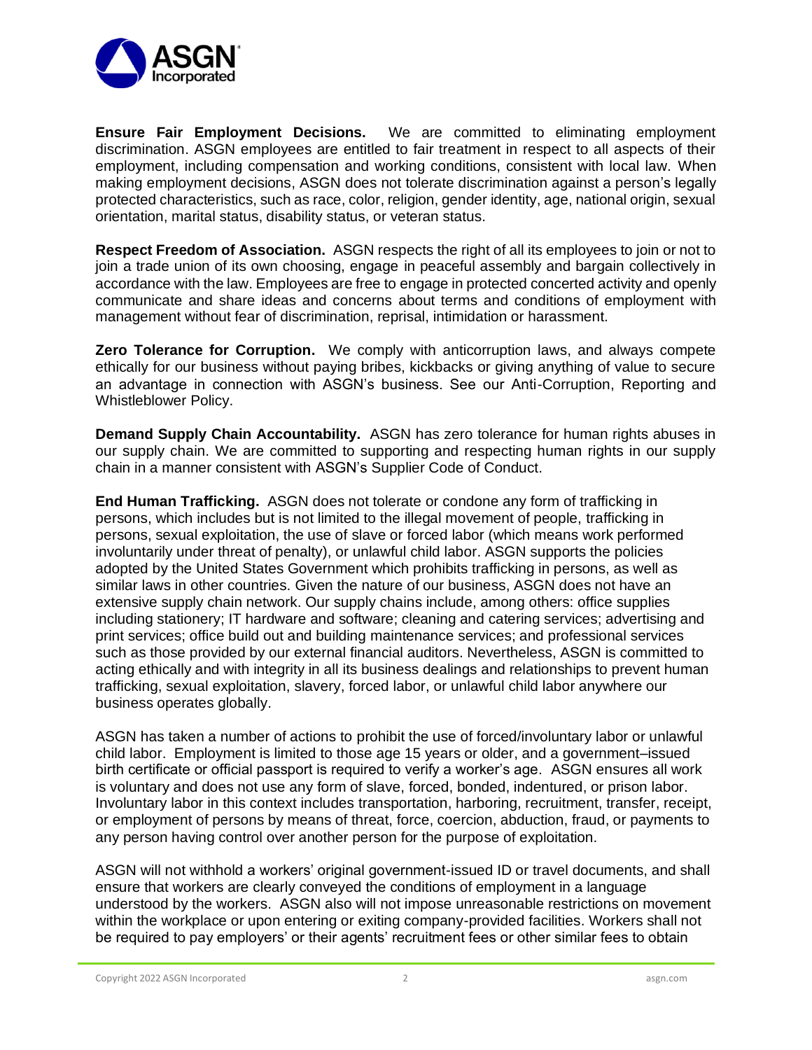**Ensure Fair Employment Decisions.** We are committed to eliminating employment discrimination. ASGN employees are entitled to fair treatment in respect to all aspects of their employment, including compensation and working conditions, consistent with local law. When making employment decisions, ASGN does not tolerate discrimination against a person's legally protected characteristics, such as race, color, religion, gender identity, age, national origin, sexual orientation, marital status, disability status, or veteran status.

**Respect Freedom of Association.** ASGN respects the right of all its employees to join or not to join a trade union of its own choosing, engage in peaceful assembly and bargain collectively in accordance with the law. Employees are free to engage in protected concerted activity and openly communicate and share ideas and concerns about terms and conditions of employment with management without fear of discrimination, reprisal, intimidation or harassment.

**Zero Tolerance for Corruption.** We comply with anticorruption laws, and always compete ethically for our business without paying bribes, kickbacks or giving anything of value to secure an advantage in connection with ASGN's business. See our Anti-Corruption, Reporting and Whistleblower Policy.

**Demand Supply Chain Accountability.** ASGN has zero tolerance for human rights abuses in our supply chain. We are committed to supporting and respecting human rights in our supply chain in a manner consistent with ASGN's Supplier Code of Conduct.

**End Human Trafficking.** ASGN does not tolerate or condone any form of trafficking in persons, which includes but is not limited to the illegal movement of people, trafficking in persons, sexual exploitation, the use of slave or forced labor (which means work performed involuntarily under threat of penalty), or unlawful child labor. ASGN supports the policies adopted by the United States Government which prohibits trafficking in persons, as well as similar laws in other countries. Given the nature of our business, ASGN does not have an extensive supply chain network. Our supply chains include, among others: office supplies including stationery; IT hardware and software; cleaning and catering services; advertising and print services; office build out and building maintenance services; and professional services such as those provided by our external financial auditors. Nevertheless, ASGN is committed to acting ethically and with integrity in all its business dealings and relationships to prevent human trafficking, sexual exploitation, slavery, forced labor, or unlawful child labor anywhere our business operates globally.

ASGN has taken a number of actions to prohibit the use of forced/involuntary labor or unlawful child labor. Employment is limited to those age 15 years or older, and a government–issued birth certificate or official passport is required to verify a worker's age. ASGN ensures all work is voluntary and does not use any form of slave, forced, bonded, indentured, or prison labor. Involuntary labor in this context includes transportation, harboring, recruitment, transfer, receipt, or employment of persons by means of threat, force, coercion, abduction, fraud, or payments to any person having control over another person for the purpose of exploitation.

ASGN will not withhold a workers' original government-issued ID or travel documents, and shall ensure that workers are clearly conveyed the conditions of employment in a language understood by the workers. ASGN also will not impose unreasonable restrictions on movement within the workplace or upon entering or exiting company-provided facilities. Workers shall not be required to pay employers' or their agents' recruitment fees or other similar fees to obtain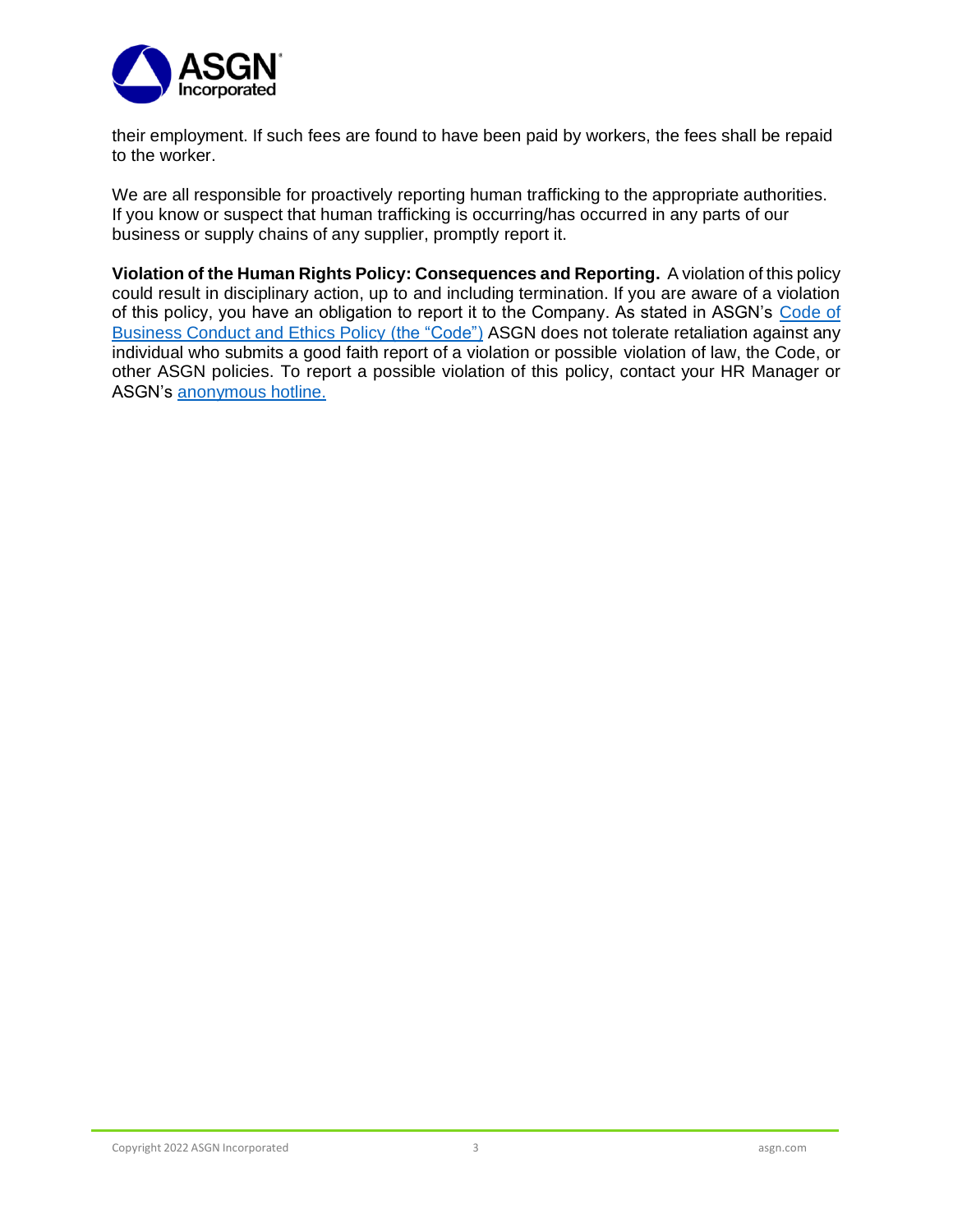their employment. If such fees are found to have been paid by workers, the fees shall be repaid to the worker.

We are all responsible for proactively reporting human trafficking to the appropriate authorities. If you know or suspect that human trafficking is occurring/has occurred in any parts of our business or supply chains of any supplier, promptly report it.

**Violation of the Human Rights Policy: Consequences and Reporting.** A violation of this policy could result in disciplinary action, up to and including termination. If you are aware of a violation of this policy, you have an obligation to report it to the Company. As stated in ASGN's Code of Business Conduct and Ethics Policy (the "Code") ASGN does not tolerate retaliation against any individual who submits a good faith report of a violation or possible violation of law, the Code, or other ASGN policies. To report a possible violation of this policy, contact your HR Manager or ASGN's anonymous hotline.